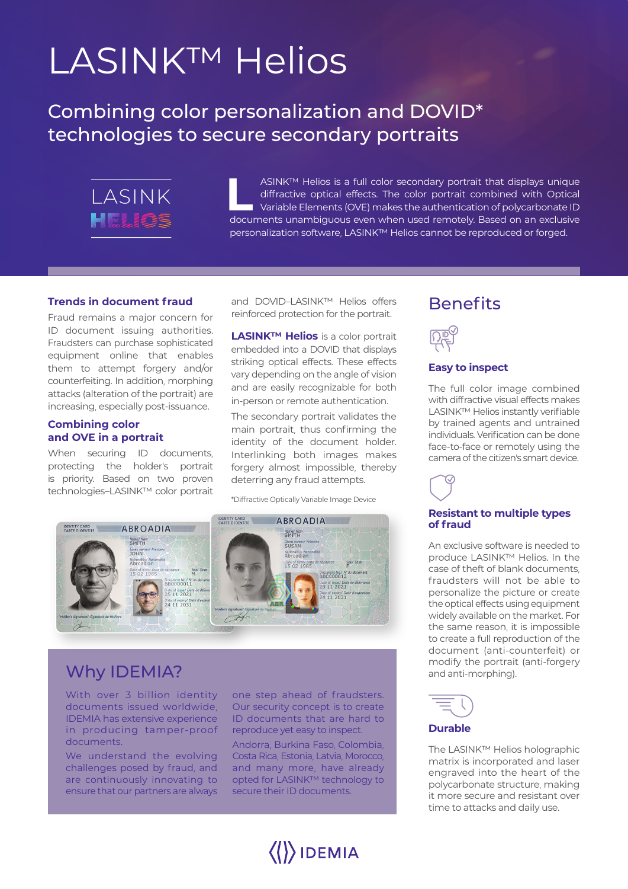# LASINK™ Helios

## Combining color personalization and DOVID* technologies to secure secondary portraits

LASINK™ Helios is a full color secondary portrait that displays unique diffractive optical effects. The color portrait combined with Optical Variable Elements (OVE) makes the authentication of polycarbonate ID documents unambiguous even when used remotely. Based on an exclusive personalization software, LASINK™ Helios cannot be reproduced or forged.

### Trends in document fraud

Fraud remains a major concern for ID document issuing authorities. Fraudsters can purchase sophisticated equipment online that enables them to attempt forgery and/or counterfeiting. In addition, morphing attacks (alteration of the portrait) are increasing, especially post-issuance.

### Combining color and OVE in a portrait

When securing ID documents, protecting the holder's portrait is priority. Based on two proven technologies–LASINK™ color portrait and DOVID–LASINK™ Helios offers reinforced protection for the portrait.

**LASINK™ Helios** is a color portrait embedded into a DOVID that displays striking optical effects. These effects vary depending on the angle of vision and are easily recognizable for both in-person or remote authentication.

The secondary portrait validates the main portrait, thus confirming the identity of the document holder. Interlinking both images makes forgery almost impossible, thereby deterring any fraud attempts.

*Diffractive Optically Variable Image Device

## Why IDEMIA?

With over 3 billion identity documents issued worldwide, IDEMIA has extensive experience in producing tamper-proof documents.

We understand the evolving challenges posed by fraud, and are continuously innovating to ensure that our partners are always one step ahead of fraudsters. Our security concept is to create ID documents that are hard to reproduce yet easy to inspect.

Andorra, Burkina Faso, Colombia, Costa Rica, Estonia, Latvia, Morocco, and many more, have already opted for LASINK™ technology to secure their ID documents.

## Benefits

### Easy to inspect

The full color image combined with diffractive visual effects makes LASINK™ Helios instantly verifiable by trained agents and untrained individuals. Verification can be done face-to-face or remotely using the camera of the citizen's smart device.

### Resistant to multiple types of fraud

An exclusive software is needed to produce LASINK™ Helios. In the case of theft of blank documents, fraudsters will not be able to personalize the picture or create the optical effects using equipment widely available on the market. For the same reason, it is impossible to create a full reproduction of the document (anti-counterfeit) or modify the portrait (anti-forgery and anti-morphing).

### Durable

The LASINK™ Helios holographic matrix is incorporated and laser engraved into the heart of the polycarbonate structure, making it more secure and resistant over time to attacks and daily use.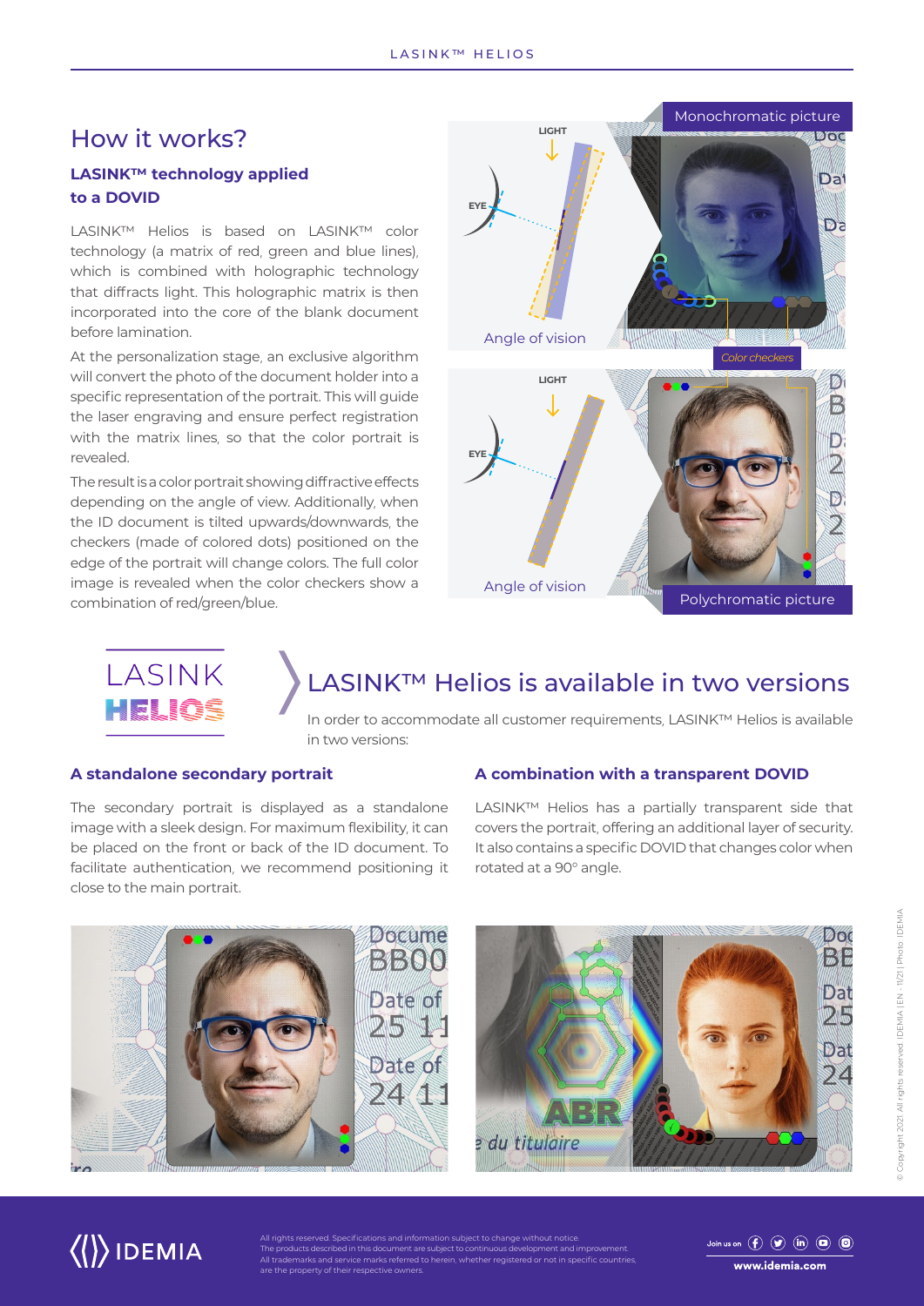## How it works?

### LASINK™ technology applied to a DOVID

LASINK™ Helios is based on LASINK™ color technology (a matrix of red, green and blue lines), which is combined with holographic technology that diffracts light. This holographic matrix is then incorporated into the core of the blank document before lamination.

At the personalization stage, an exclusive algorithm will convert the photo of the document holder into a specific representation of the portrait. This will guide the laser engraving and ensure perfect registration with the matrix lines, so that the color portrait is revealed.

The result is a color portrait showing diffractive effects depending on the angle of view. Additionally, when the ID document is tilted upwards/downwards, the checkers (made of colored dots) positioned on the edge of the portrait will change colors. The full color image is revealed when the color checkers show a combination of red/green/blue.

Monochromatic picture

LIGHT

EYE

Angle of vision

Color checkers

LIGHT

EYE

Angle of vision

Polychromatic picture

LASINK HELIOS

## LASINK™ Helios is available in two versions

In order to accommodate all customer requirements, LASINK™ Helios is available in two versions:

### A standalone secondary portrait

The secondary portrait is displayed as a standalone image with a sleek design. For maximum flexibility, it can be placed on the front or back of the ID document. To facilitate authentication, we recommend positioning it close to the main portrait.

### A combination with a transparent DOVID

LASINK™ Helios has a partially transparent side that covers the portrait, offering an additional layer of security. It also contains a specific DOVID that changes color when rotated at a 90° angle.

© Copyright 2021. All rights reserved. IDEMIA | EN - 11/21 | Photo: IDEMIA

IDEMIA

All rights reserved. Specifications and information subject to change without notice.
The products described in this document are subject to continuous development and improvement.
All trademarks and service marks referred to herein, whether registered or not in specific countries, are the property of their respective owners.

Join us on

www.idemia.com